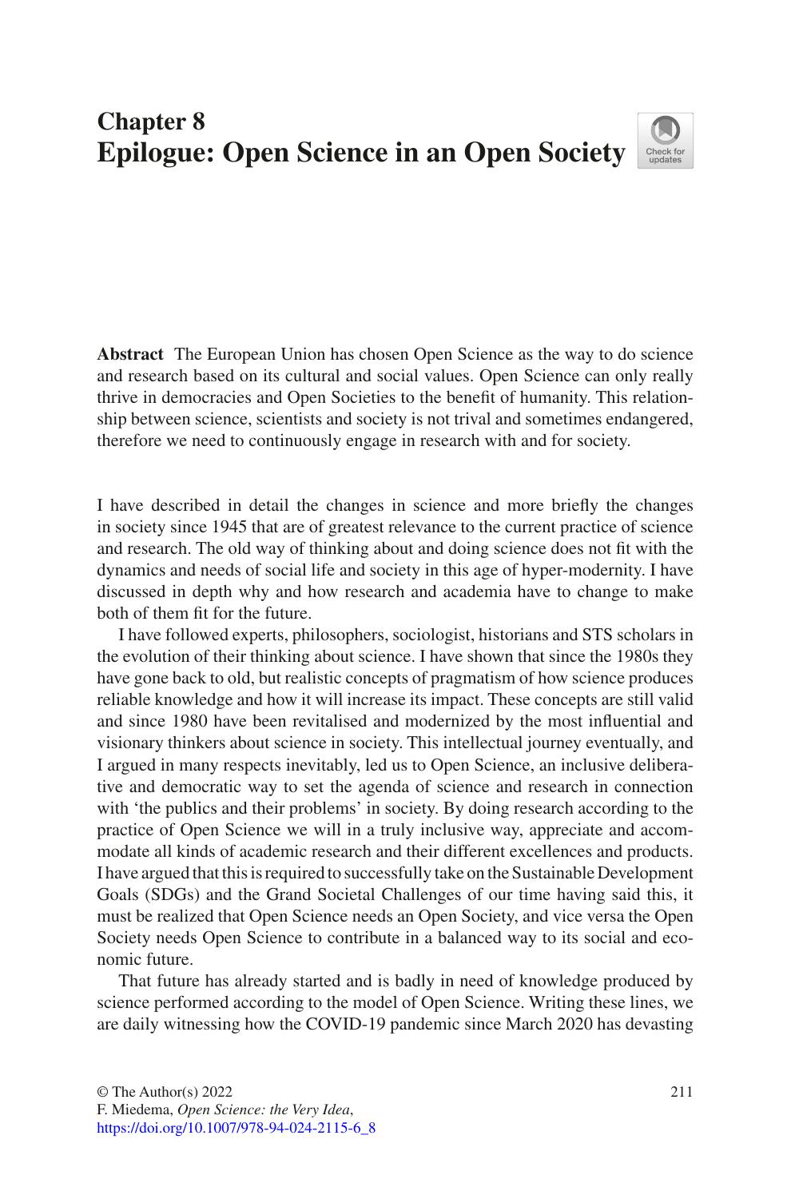# Chapter 8
# Epilogue: Open Science in an Open Society

**Abstract** The European Union has chosen Open Science as the way to do science and research based on its cultural and social values. Open Science can only really thrive in democracies and Open Societies to the benefit of humanity. This relationship between science, scientists and society is not trival and sometimes endangered, therefore we need to continuously engage in research with and for society.

I have described in detail the changes in science and more briefly the changes in society since 1945 that are of greatest relevance to the current practice of science and research. The old way of thinking about and doing science does not fit with the dynamics and needs of social life and society in this age of hyper-modernity. I have discussed in depth why and how research and academia have to change to make both of them fit for the future.

I have followed experts, philosophers, sociologist, historians and STS scholars in the evolution of their thinking about science. I have shown that since the 1980s they have gone back to old, but realistic concepts of pragmatism of how science produces reliable knowledge and how it will increase its impact. These concepts are still valid and since 1980 have been revitalised and modernized by the most influential and visionary thinkers about science in society. This intellectual journey eventually, and I argued in many respects inevitably, led us to Open Science, an inclusive deliberative and democratic way to set the agenda of science and research in connection with 'the publics and their problems' in society. By doing research according to the practice of Open Science we will in a truly inclusive way, appreciate and accommodate all kinds of academic research and their different excellences and products. I have argued that this is required to successfully take on the Sustainable Development Goals (SDGs) and the Grand Societal Challenges of our time having said this, it must be realized that Open Science needs an Open Society, and vice versa the Open Society needs Open Science to contribute in a balanced way to its social and economic future.

That future has already started and is badly in need of knowledge produced by science performed according to the model of Open Science. Writing these lines, we are daily witnessing how the COVID-19 pandemic since March 2020 has devasting

© The Author(s) 2022
F. Miedema, *Open Science: the Very Idea*,
https://doi.org/10.1007/978-94-024-2115-6_8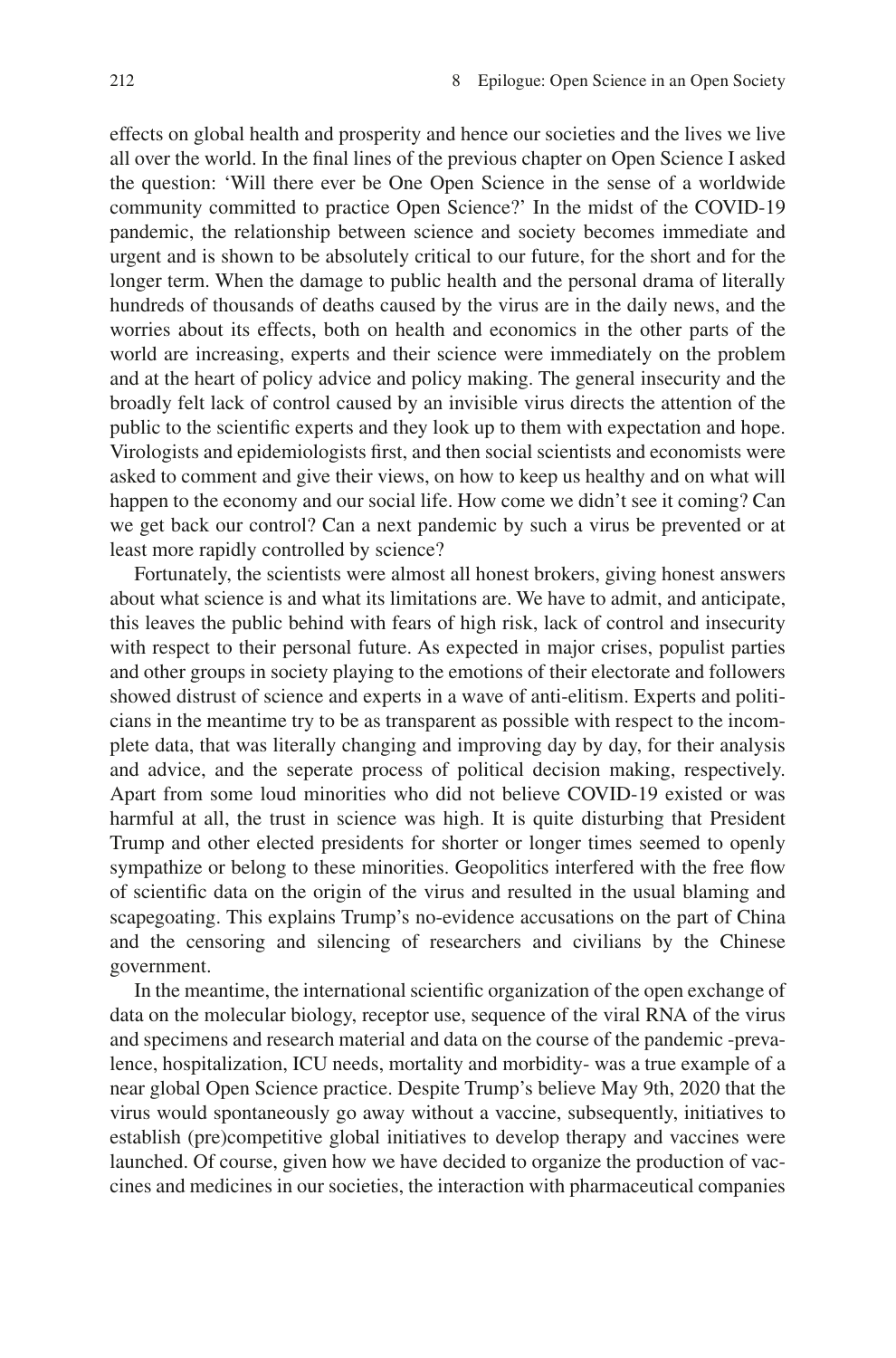effects on global health and prosperity and hence our societies and the lives we live all over the world. In the final lines of the previous chapter on Open Science I asked the question: 'Will there ever be One Open Science in the sense of a worldwide community committed to practice Open Science?' In the midst of the COVID-19 pandemic, the relationship between science and society becomes immediate and urgent and is shown to be absolutely critical to our future, for the short and for the longer term. When the damage to public health and the personal drama of literally hundreds of thousands of deaths caused by the virus are in the daily news, and the worries about its effects, both on health and economics in the other parts of the world are increasing, experts and their science were immediately on the problem and at the heart of policy advice and policy making. The general insecurity and the broadly felt lack of control caused by an invisible virus directs the attention of the public to the scientific experts and they look up to them with expectation and hope. Virologists and epidemiologists first, and then social scientists and economists were asked to comment and give their views, on how to keep us healthy and on what will happen to the economy and our social life. How come we didn't see it coming? Can we get back our control? Can a next pandemic by such a virus be prevented or at least more rapidly controlled by science?

Fortunately, the scientists were almost all honest brokers, giving honest answers about what science is and what its limitations are. We have to admit, and anticipate, this leaves the public behind with fears of high risk, lack of control and insecurity with respect to their personal future. As expected in major crises, populist parties and other groups in society playing to the emotions of their electorate and followers showed distrust of science and experts in a wave of anti-elitism. Experts and politicians in the meantime try to be as transparent as possible with respect to the incomplete data, that was literally changing and improving day by day, for their analysis and advice, and the seperate process of political decision making, respectively. Apart from some loud minorities who did not believe COVID-19 existed or was harmful at all, the trust in science was high. It is quite disturbing that President Trump and other elected presidents for shorter or longer times seemed to openly sympathize or belong to these minorities. Geopolitics interfered with the free flow of scientific data on the origin of the virus and resulted in the usual blaming and scapegoating. This explains Trump's no-evidence accusations on the part of China and the censoring and silencing of researchers and civilians by the Chinese government.

In the meantime, the international scientific organization of the open exchange of data on the molecular biology, receptor use, sequence of the viral RNA of the virus and specimens and research material and data on the course of the pandemic -prevalence, hospitalization, ICU needs, mortality and morbidity- was a true example of a near global Open Science practice. Despite Trump's believe May 9th, 2020 that the virus would spontaneously go away without a vaccine, subsequently, initiatives to establish (pre)competitive global initiatives to develop therapy and vaccines were launched. Of course, given how we have decided to organize the production of vaccines and medicines in our societies, the interaction with pharmaceutical companies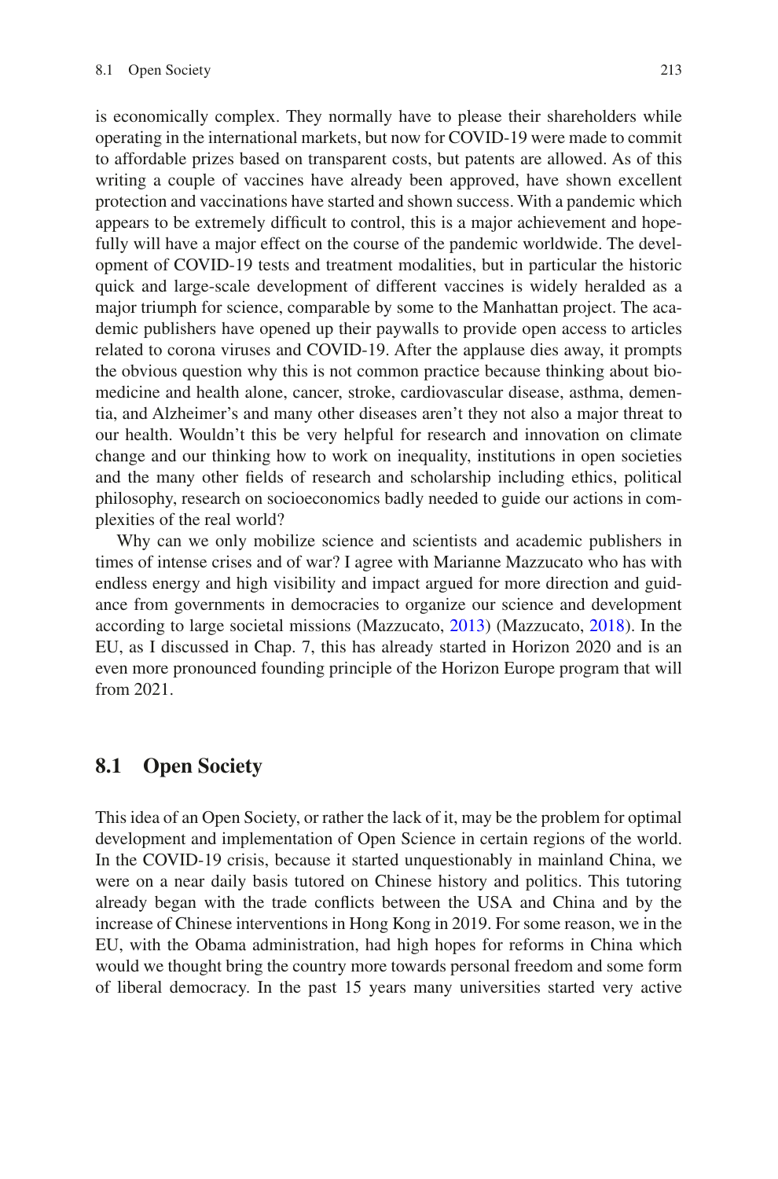is economically complex. They normally have to please their shareholders while operating in the international markets, but now for COVID-19 were made to commit to affordable prizes based on transparent costs, but patents are allowed. As of this writing a couple of vaccines have already been approved, have shown excellent protection and vaccinations have started and shown success. With a pandemic which appears to be extremely difficult to control, this is a major achievement and hopefully will have a major effect on the course of the pandemic worldwide. The development of COVID-19 tests and treatment modalities, but in particular the historic quick and large-scale development of different vaccines is widely heralded as a major triumph for science, comparable by some to the Manhattan project. The academic publishers have opened up their paywalls to provide open access to articles related to corona viruses and COVID-19. After the applause dies away, it prompts the obvious question why this is not common practice because thinking about biomedicine and health alone, cancer, stroke, cardiovascular disease, asthma, dementia, and Alzheimer's and many other diseases aren't they not also a major threat to our health. Wouldn't this be very helpful for research and innovation on climate change and our thinking how to work on inequality, institutions in open societies and the many other fields of research and scholarship including ethics, political philosophy, research on socioeconomics badly needed to guide our actions in complexities of the real world?

Why can we only mobilize science and scientists and academic publishers in times of intense crises and of war? I agree with Marianne Mazzucato who has with endless energy and high visibility and impact argued for more direction and guidance from governments in democracies to organize our science and development according to large societal missions (Mazzucato, 2013) (Mazzucato, 2018). In the EU, as I discussed in Chap. 7, this has already started in Horizon 2020 and is an even more pronounced founding principle of the Horizon Europe program that will from 2021.

## 8.1 Open Society

This idea of an Open Society, or rather the lack of it, may be the problem for optimal development and implementation of Open Science in certain regions of the world. In the COVID-19 crisis, because it started unquestionably in mainland China, we were on a near daily basis tutored on Chinese history and politics. This tutoring already began with the trade conflicts between the USA and China and by the increase of Chinese interventions in Hong Kong in 2019. For some reason, we in the EU, with the Obama administration, had high hopes for reforms in China which would we thought bring the country more towards personal freedom and some form of liberal democracy. In the past 15 years many universities started very active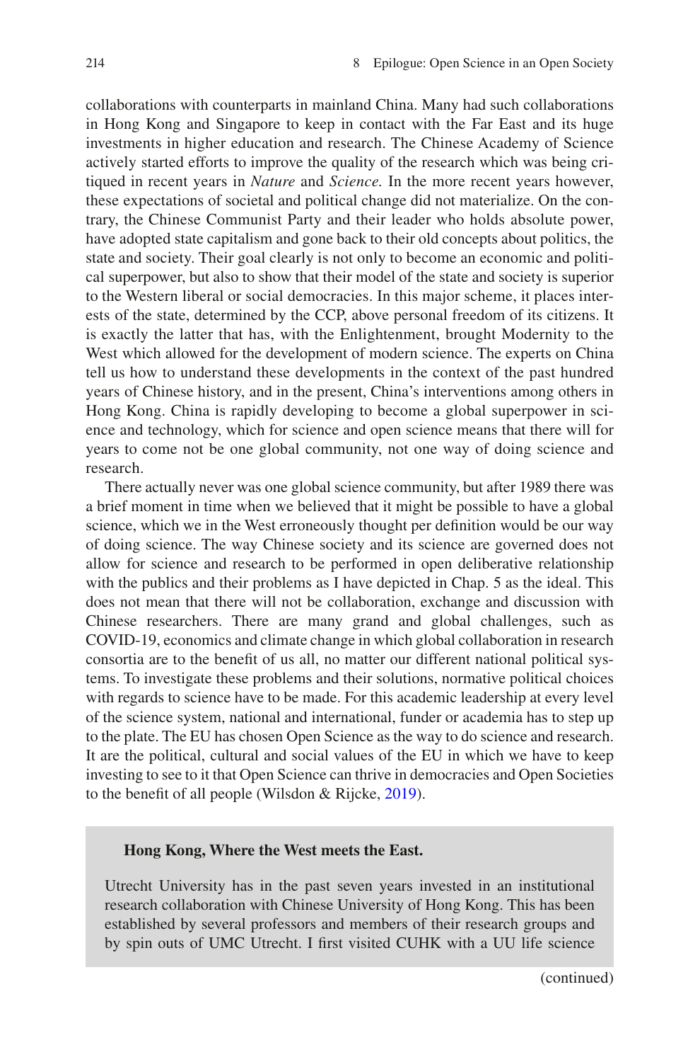collaborations with counterparts in mainland China. Many had such collaborations in Hong Kong and Singapore to keep in contact with the Far East and its huge investments in higher education and research. The Chinese Academy of Science actively started efforts to improve the quality of the research which was being critiqued in recent years in *Nature* and *Science.* In the more recent years however, these expectations of societal and political change did not materialize. On the contrary, the Chinese Communist Party and their leader who holds absolute power, have adopted state capitalism and gone back to their old concepts about politics, the state and society. Their goal clearly is not only to become an economic and political superpower, but also to show that their model of the state and society is superior to the Western liberal or social democracies. In this major scheme, it places interests of the state, determined by the CCP, above personal freedom of its citizens. It is exactly the latter that has, with the Enlightenment, brought Modernity to the West which allowed for the development of modern science. The experts on China tell us how to understand these developments in the context of the past hundred years of Chinese history, and in the present, China's interventions among others in Hong Kong. China is rapidly developing to become a global superpower in science and technology, which for science and open science means that there will for years to come not be one global community, not one way of doing science and research.

There actually never was one global science community, but after 1989 there was a brief moment in time when we believed that it might be possible to have a global science, which we in the West erroneously thought per definition would be our way of doing science. The way Chinese society and its science are governed does not allow for science and research to be performed in open deliberative relationship with the publics and their problems as I have depicted in Chap. 5 as the ideal. This does not mean that there will not be collaboration, exchange and discussion with Chinese researchers. There are many grand and global challenges, such as COVID-19, economics and climate change in which global collaboration in research consortia are to the benefit of us all, no matter our different national political systems. To investigate these problems and their solutions, normative political choices with regards to science have to be made. For this academic leadership at every level of the science system, national and international, funder or academia has to step up to the plate. The EU has chosen Open Science as the way to do science and research. It are the political, cultural and social values of the EU in which we have to keep investing to see to it that Open Science can thrive in democracies and Open Societies to the benefit of all people (Wilsdon & Rijcke, 2019).

**Hong Kong, Where the West meets the East.**

Utrecht University has in the past seven years invested in an institutional research collaboration with Chinese University of Hong Kong. This has been established by several professors and members of their research groups and by spin outs of UMC Utrecht. I first visited CUHK with a UU life science

(continued)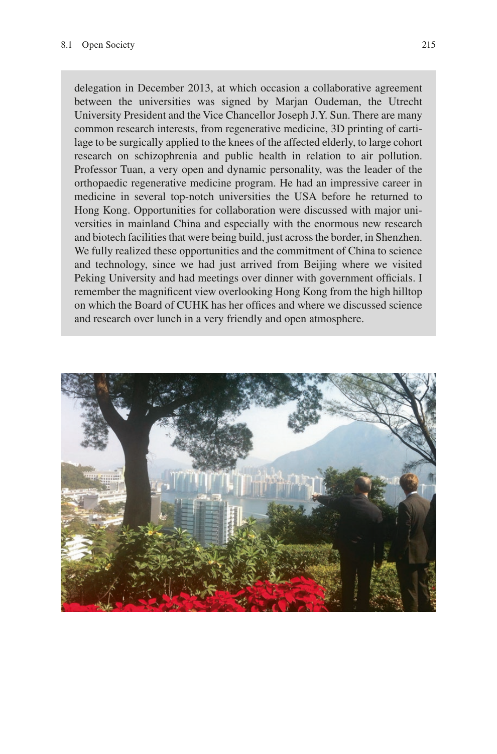delegation in December 2013, at which occasion a collaborative agreement between the universities was signed by Marjan Oudeman, the Utrecht University President and the Vice Chancellor Joseph J.Y. Sun. There are many common research interests, from regenerative medicine, 3D printing of cartilage to be surgically applied to the knees of the affected elderly, to large cohort research on schizophrenia and public health in relation to air pollution. Professor Tuan, a very open and dynamic personality, was the leader of the orthopaedic regenerative medicine program. He had an impressive career in medicine in several top-notch universities the USA before he returned to Hong Kong. Opportunities for collaboration were discussed with major universities in mainland China and especially with the enormous new research and biotech facilities that were being build, just across the border, in Shenzhen. We fully realized these opportunities and the commitment of China to science and technology, since we had just arrived from Beijing where we visited Peking University and had meetings over dinner with government officials. I remember the magnificent view overlooking Hong Kong from the high hilltop on which the Board of CUHK has her offices and where we discussed science and research over lunch in a very friendly and open atmosphere.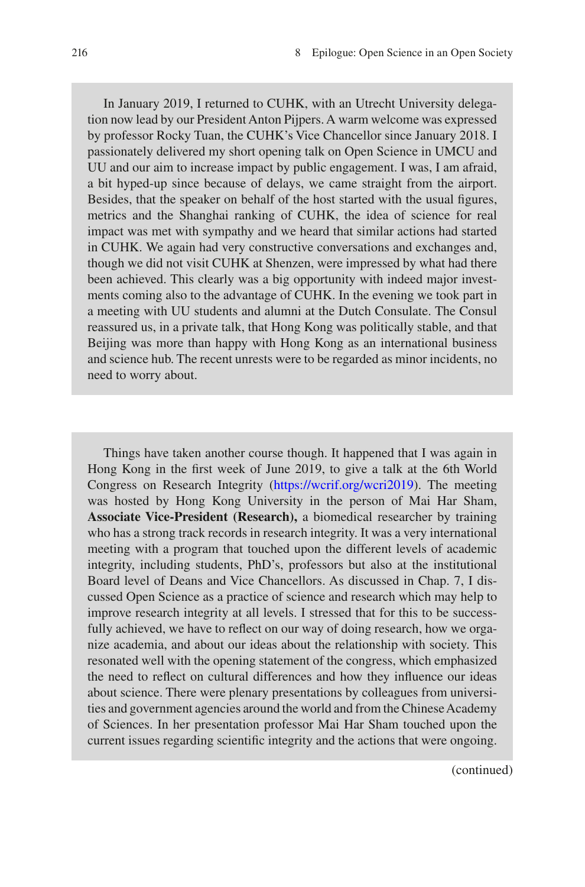In January 2019, I returned to CUHK, with an Utrecht University delegation now lead by our President Anton Pijpers. A warm welcome was expressed by professor Rocky Tuan, the CUHK's Vice Chancellor since January 2018. I passionately delivered my short opening talk on Open Science in UMCU and UU and our aim to increase impact by public engagement. I was, I am afraid, a bit hyped-up since because of delays, we came straight from the airport. Besides, that the speaker on behalf of the host started with the usual figures, metrics and the Shanghai ranking of CUHK, the idea of science for real impact was met with sympathy and we heard that similar actions had started in CUHK. We again had very constructive conversations and exchanges and, though we did not visit CUHK at Shenzen, were impressed by what had there been achieved. This clearly was a big opportunity with indeed major investments coming also to the advantage of CUHK. In the evening we took part in a meeting with UU students and alumni at the Dutch Consulate. The Consul reassured us, in a private talk, that Hong Kong was politically stable, and that Beijing was more than happy with Hong Kong as an international business and science hub. The recent unrests were to be regarded as minor incidents, no need to worry about.

Things have taken another course though. It happened that I was again in Hong Kong in the first week of June 2019, to give a talk at the 6th World Congress on Research Integrity (https://wcrif.org/wcri2019). The meeting was hosted by Hong Kong University in the person of Mai Har Sham, **Associate Vice-President (Research),** a biomedical researcher by training who has a strong track records in research integrity. It was a very international meeting with a program that touched upon the different levels of academic integrity, including students, PhD's, professors but also at the institutional Board level of Deans and Vice Chancellors. As discussed in Chap. 7, I discussed Open Science as a practice of science and research which may help to improve research integrity at all levels. I stressed that for this to be successfully achieved, we have to reflect on our way of doing research, how we organize academia, and about our ideas about the relationship with society. This resonated well with the opening statement of the congress, which emphasized the need to reflect on cultural differences and how they influence our ideas about science. There were plenary presentations by colleagues from universities and government agencies around the world and from the Chinese Academy of Sciences. In her presentation professor Mai Har Sham touched upon the current issues regarding scientific integrity and the actions that were ongoing.

(continued)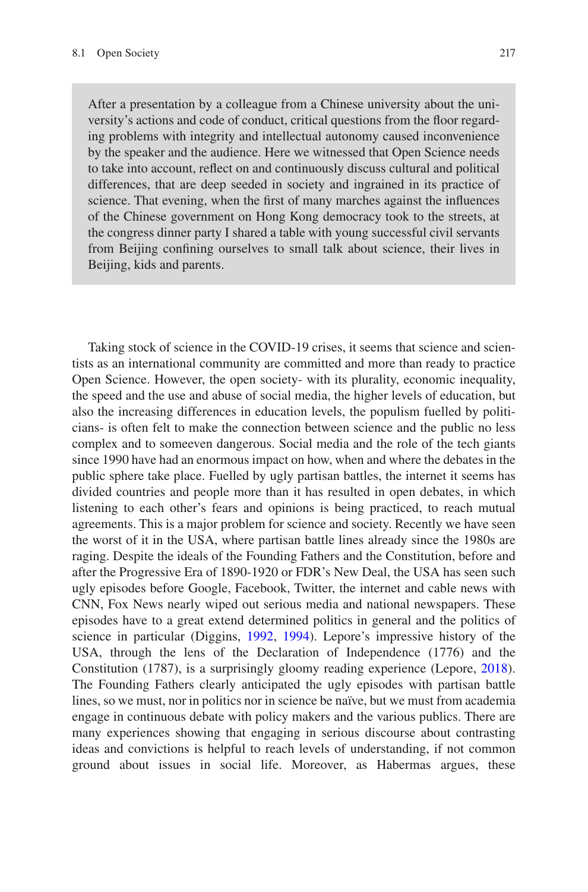> After a presentation by a colleague from a Chinese university about the university's actions and code of conduct, critical questions from the floor regarding problems with integrity and intellectual autonomy caused inconvenience by the speaker and the audience. Here we witnessed that Open Science needs to take into account, reflect on and continuously discuss cultural and political differences, that are deep seeded in society and ingrained in its practice of science. That evening, when the first of many marches against the influences of the Chinese government on Hong Kong democracy took to the streets, at the congress dinner party I shared a table with young successful civil servants from Beijing confining ourselves to small talk about science, their lives in Beijing, kids and parents.

Taking stock of science in the COVID-19 crises, it seems that science and scientists as an international community are committed and more than ready to practice Open Science. However, the open society- with its plurality, economic inequality, the speed and the use and abuse of social media, the higher levels of education, but also the increasing differences in education levels, the populism fuelled by politicians- is often felt to make the connection between science and the public no less complex and to someeven dangerous. Social media and the role of the tech giants since 1990 have had an enormous impact on how, when and where the debates in the public sphere take place. Fuelled by ugly partisan battles, the internet it seems has divided countries and people more than it has resulted in open debates, in which listening to each other's fears and opinions is being practiced, to reach mutual agreements. This is a major problem for science and society. Recently we have seen the worst of it in the USA, where partisan battle lines already since the 1980s are raging. Despite the ideals of the Founding Fathers and the Constitution, before and after the Progressive Era of 1890-1920 or FDR's New Deal, the USA has seen such ugly episodes before Google, Facebook, Twitter, the internet and cable news with CNN, Fox News nearly wiped out serious media and national newspapers. These episodes have to a great extend determined politics in general and the politics of science in particular (Diggins, 1992, 1994). Lepore's impressive history of the USA, through the lens of the Declaration of Independence (1776) and the Constitution (1787), is a surprisingly gloomy reading experience (Lepore, 2018). The Founding Fathers clearly anticipated the ugly episodes with partisan battle lines, so we must, nor in politics nor in science be naïve, but we must from academia engage in continuous debate with policy makers and the various publics. There are many experiences showing that engaging in serious discourse about contrasting ideas and convictions is helpful to reach levels of understanding, if not common ground about issues in social life. Moreover, as Habermas argues, these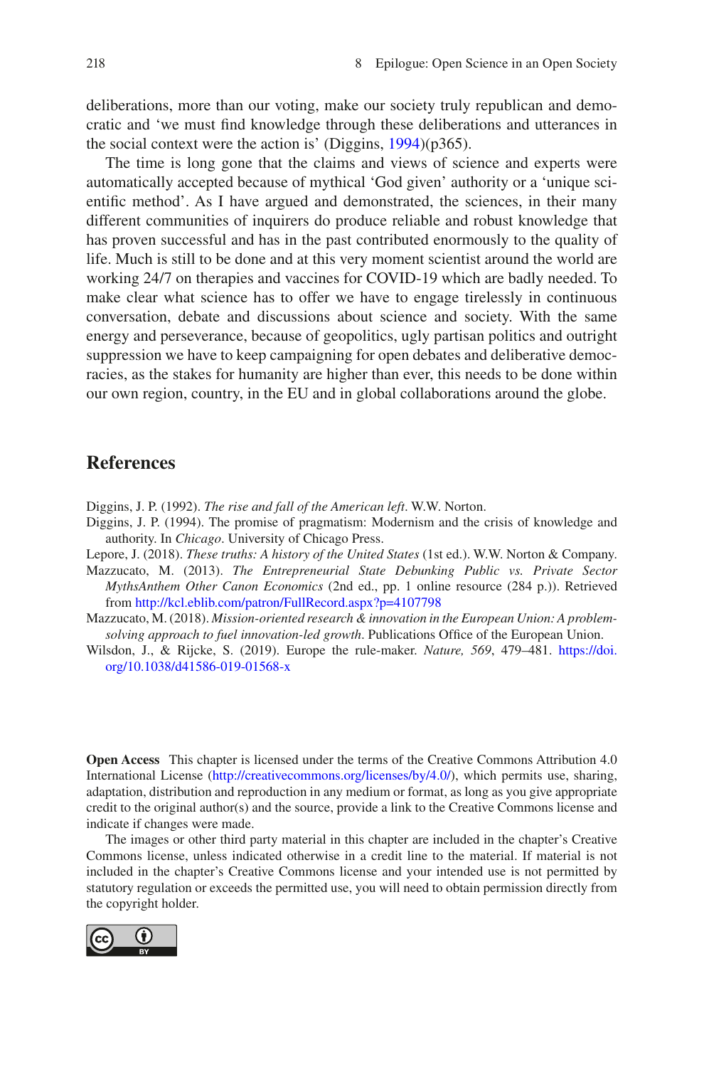deliberations, more than our voting, make our society truly republican and democratic and 'we must find knowledge through these deliberations and utterances in the social context were the action is' (Diggins, 1994)(p365).

The time is long gone that the claims and views of science and experts were automatically accepted because of mythical 'God given' authority or a 'unique scientific method'. As I have argued and demonstrated, the sciences, in their many different communities of inquirers do produce reliable and robust knowledge that has proven successful and has in the past contributed enormously to the quality of life. Much is still to be done and at this very moment scientist around the world are working 24/7 on therapies and vaccines for COVID-19 which are badly needed. To make clear what science has to offer we have to engage tirelessly in continuous conversation, debate and discussions about science and society. With the same energy and perseverance, because of geopolitics, ugly partisan politics and outright suppression we have to keep campaigning for open debates and deliberative democracies, as the stakes for humanity are higher than ever, this needs to be done within our own region, country, in the EU and in global collaborations around the globe.

## References

Diggins, J. P. (1992). *The rise and fall of the American left*. W.W. Norton.

Diggins, J. P. (1994). The promise of pragmatism: Modernism and the crisis of knowledge and authority. In *Chicago*. University of Chicago Press.

Lepore, J. (2018). *These truths: A history of the United States* (1st ed.). W.W. Norton & Company.

Mazzucato, M. (2013). *The Entrepreneurial State Debunking Public vs. Private Sector MythsAnthem Other Canon Economics* (2nd ed., pp. 1 online resource (284 p.)). Retrieved from http://kcl.eblib.com/patron/FullRecord.aspx?p=4107798

Mazzucato, M. (2018). *Mission-oriented research & innovation in the European Union: A problem-solving approach to fuel innovation-led growth*. Publications Office of the European Union.

Wilsdon, J., & Rijcke, S. (2019). Europe the rule-maker. *Nature, 569*, 479–481. https://doi.org/10.1038/d41586-019-01568-x

**Open Access** This chapter is licensed under the terms of the Creative Commons Attribution 4.0 International License (http://creativecommons.org/licenses/by/4.0/), which permits use, sharing, adaptation, distribution and reproduction in any medium or format, as long as you give appropriate credit to the original author(s) and the source, provide a link to the Creative Commons license and indicate if changes were made.

The images or other third party material in this chapter are included in the chapter's Creative Commons license, unless indicated otherwise in a credit line to the material. If material is not included in the chapter's Creative Commons license and your intended use is not permitted by statutory regulation or exceeds the permitted use, you will need to obtain permission directly from the copyright holder.